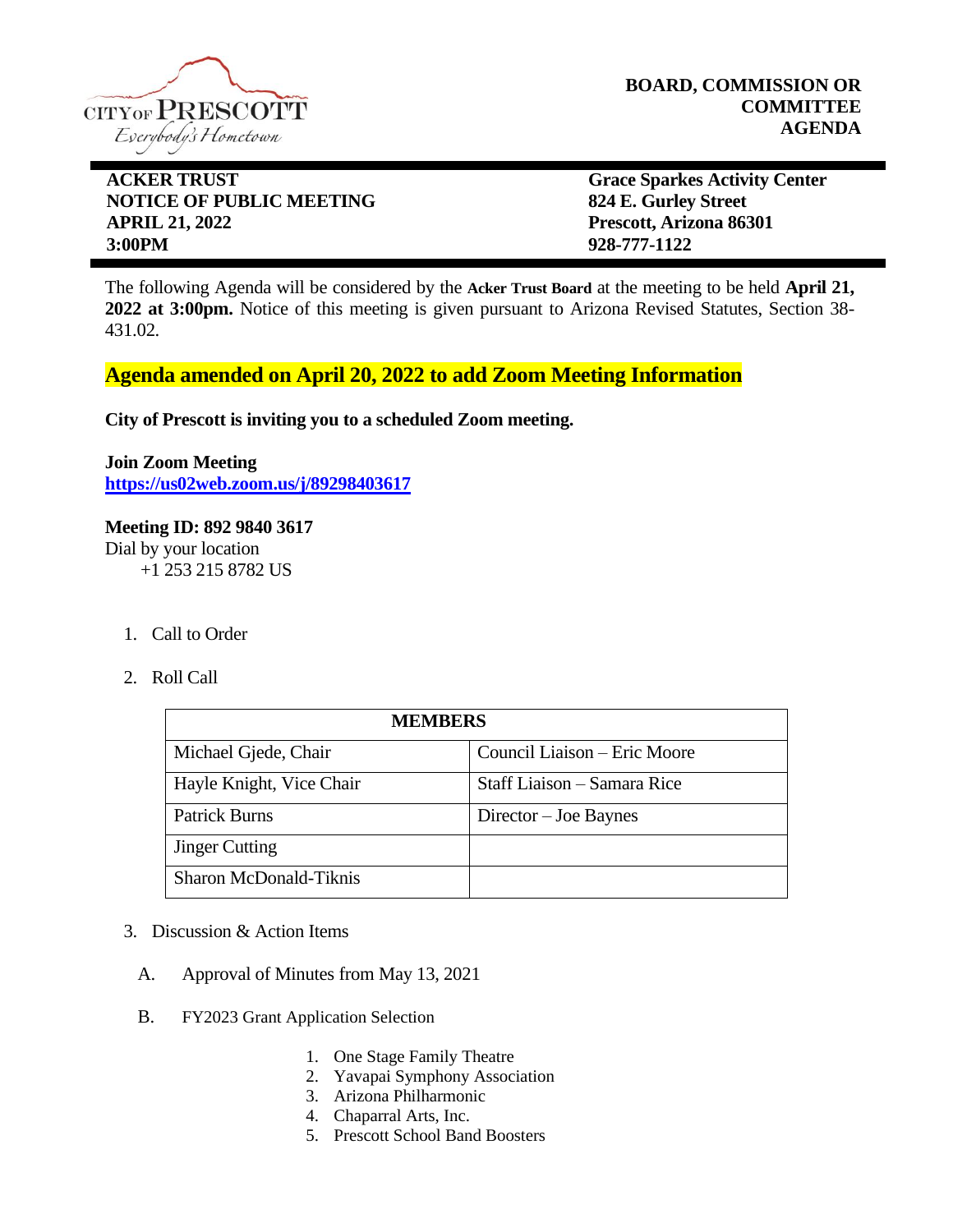CITY OF PRESCOTT
Everybody's Hometown

**BOARD, COMMISSION OR COMMITTEE AGENDA**

**ACKER TRUST**
**NOTICE OF PUBLIC MEETING**
**APRIL 21, 2022**
**3:00PM**

**Grace Sparkes Activity Center**
**824 E. Gurley Street**
**Prescott, Arizona 86301**
**928-777-1122**

The following Agenda will be considered by the **Acker Trust Board** at the meeting to be held **April 21, 2022 at 3:00pm.** Notice of this meeting is given pursuant to Arizona Revised Statutes, Section 38-431.02.

**Agenda amended on April 20, 2022 to add Zoom Meeting Information**

**City of Prescott is inviting you to a scheduled Zoom meeting.**

**Join Zoom Meeting**
**https://us02web.zoom.us/j/89298403617**

**Meeting ID: 892 9840 3617**
Dial by your location
+1 253 215 8782 US

1. Call to Order

2. Roll Call

| MEMBERS | |
|---|---|
| Michael Gjede, Chair | Council Liaison – Eric Moore |
| Hayle Knight, Vice Chair | Staff Liaison – Samara Rice |
| Patrick Burns | Director – Joe Baynes |
| Jinger Cutting | |
| Sharon McDonald-Tiknis | |

3. Discussion & Action Items

   A. Approval of Minutes from May 13, 2021

   B. FY2023 Grant Application Selection

      1. One Stage Family Theatre
      2. Yavapai Symphony Association
      3. Arizona Philharmonic
      4. Chaparral Arts, Inc.
      5. Prescott School Band Boosters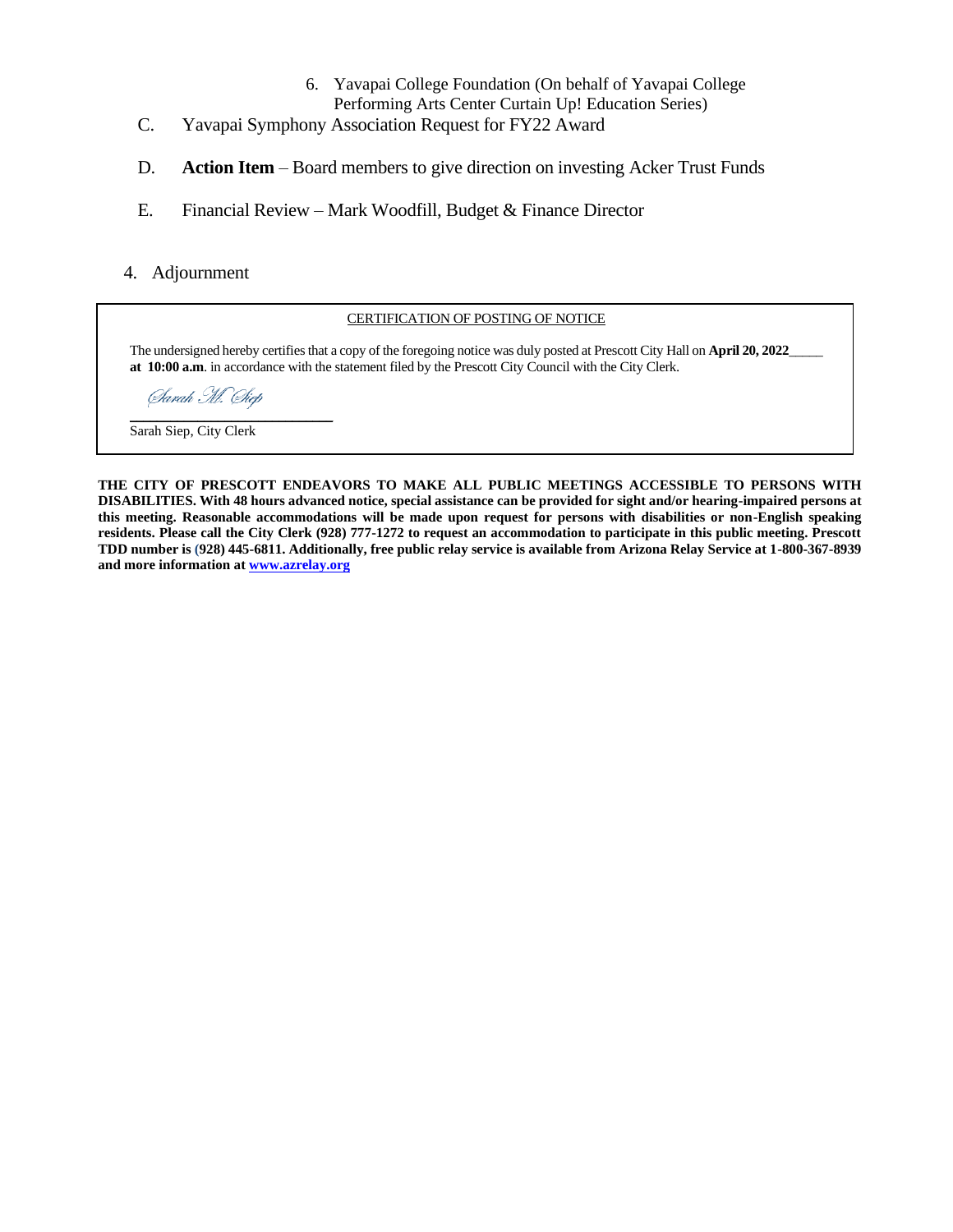6. Yavapai College Foundation (On behalf of Yavapai College Performing Arts Center Curtain Up! Education Series)

C. Yavapai Symphony Association Request for FY22 Award

D. **Action Item** – Board members to give direction on investing Acker Trust Funds

E. Financial Review – Mark Woodfill, Budget & Finance Director

4. Adjournment

CERTIFICATION OF POSTING OF NOTICE

The undersigned hereby certifies that a copy of the foregoing notice was duly posted at Prescott City Hall on **April 20, 2022**_____ **at 10:00 a.m**. in accordance with the statement filed by the Prescott City Council with the City Clerk.

*Sarah M. Siep*

Sarah Siep, City Clerk

**THE CITY OF PRESCOTT ENDEAVORS TO MAKE ALL PUBLIC MEETINGS ACCESSIBLE TO PERSONS WITH DISABILITIES. With 48 hours advanced notice, special assistance can be provided for sight and/or hearing-impaired persons at this meeting. Reasonable accommodations will be made upon request for persons with disabilities or non-English speaking residents. Please call the City Clerk (928) 777-1272 to request an accommodation to participate in this public meeting. Prescott TDD number is (928) 445-6811. Additionally, free public relay service is available from Arizona Relay Service at 1-800-367-8939 and more information at [www.azrelay.org](http://www.azrelay.org)**